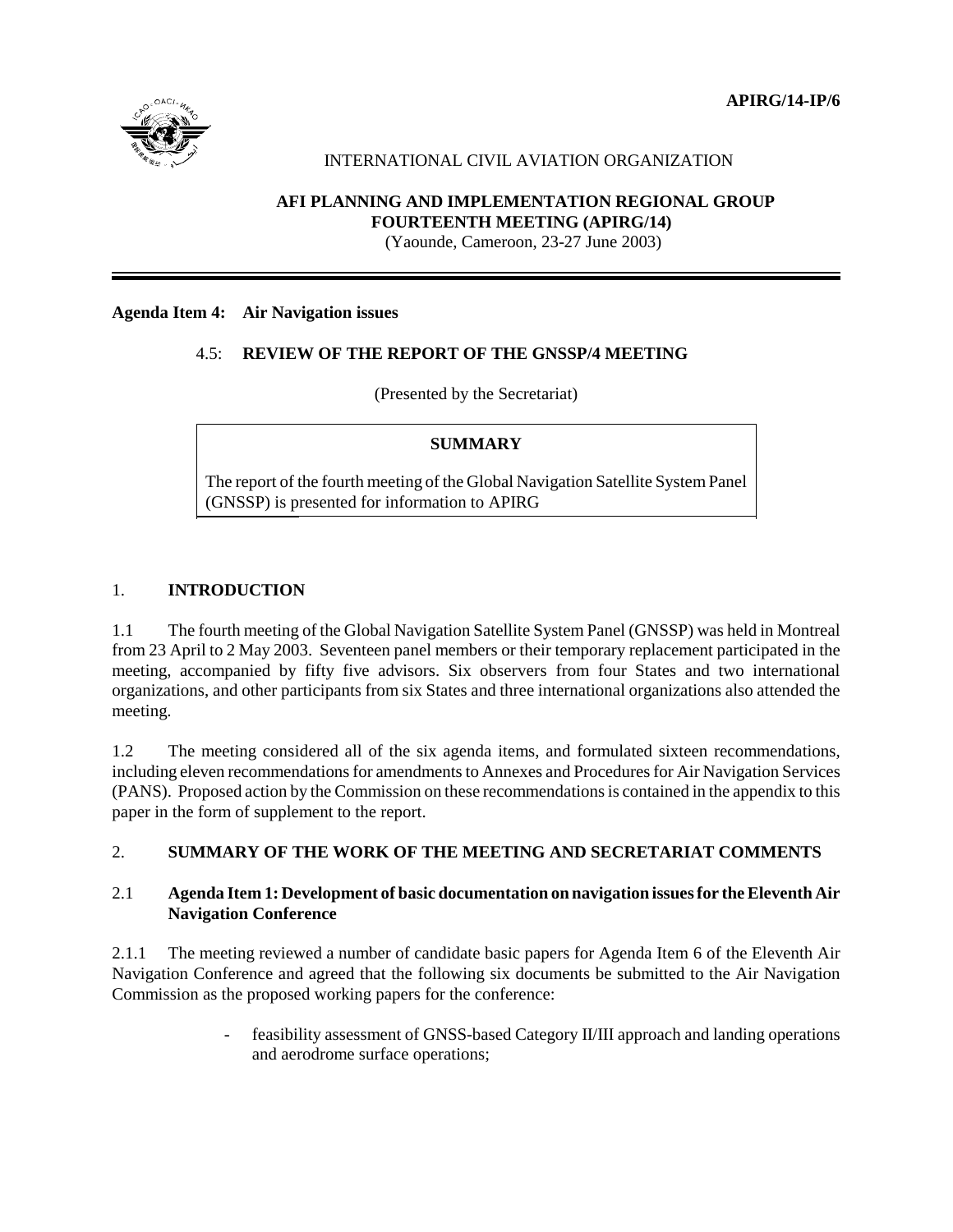**APIRG/14-IP/6**

INTERNATIONAL CIVIL AVIATION ORGANIZATION

**AFI PLANNING AND IMPLEMENTATION REGIONAL GROUP**
**FOURTEENTH MEETING (APIRG/14)**
(Yaounde, Cameroon, 23-27 June 2003)

---

**Agenda Item 4: Air Navigation issues**

4.5: **REVIEW OF THE REPORT OF THE GNSSP/4 MEETING**

(Presented by the Secretariat)

> **SUMMARY**
>
> The report of the fourth meeting of the Global Navigation Satellite System Panel (GNSSP) is presented for information to APIRG

## 1. INTRODUCTION

1.1 The fourth meeting of the Global Navigation Satellite System Panel (GNSSP) was held in Montreal from 23 April to 2 May 2003. Seventeen panel members or their temporary replacement participated in the meeting, accompanied by fifty five advisors. Six observers from four States and two international organizations, and other participants from six States and three international organizations also attended the meeting.

1.2 The meeting considered all of the six agenda items, and formulated sixteen recommendations, including eleven recommendations for amendments to Annexes and Procedures for Air Navigation Services (PANS). Proposed action by the Commission on these recommendations is contained in the appendix to this paper in the form of supplement to the report.

## 2. SUMMARY OF THE WORK OF THE MEETING AND SECRETARIAT COMMENTS

### 2.1 Agenda Item 1: Development of basic documentation on navigation issues for the Eleventh Air Navigation Conference

2.1.1 The meeting reviewed a number of candidate basic papers for Agenda Item 6 of the Eleventh Air Navigation Conference and agreed that the following six documents be submitted to the Air Navigation Commission as the proposed working papers for the conference:

- feasibility assessment of GNSS-based Category II/III approach and landing operations and aerodrome surface operations;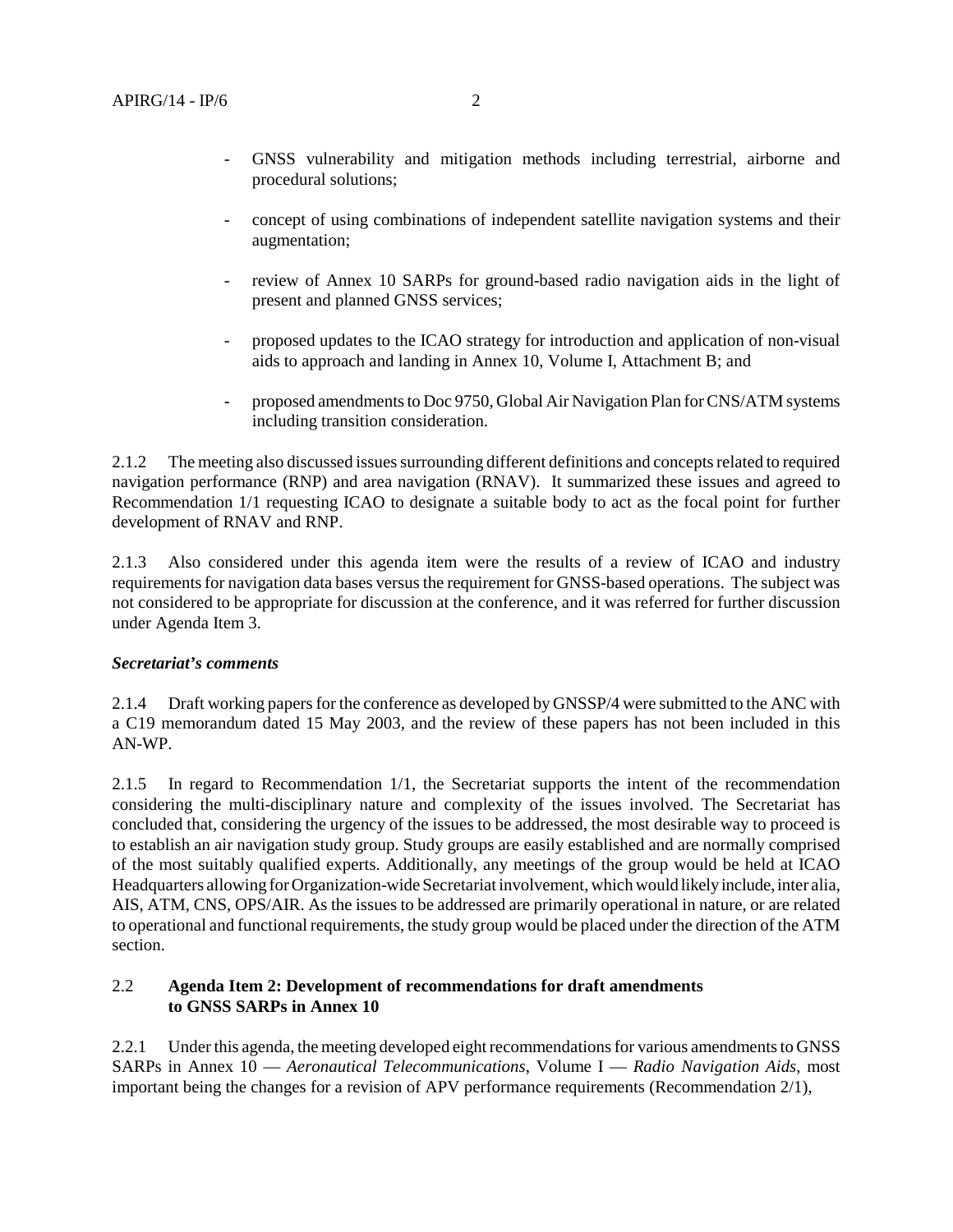- GNSS vulnerability and mitigation methods including terrestrial, airborne and procedural solutions;
- concept of using combinations of independent satellite navigation systems and their augmentation;
- review of Annex 10 SARPs for ground-based radio navigation aids in the light of present and planned GNSS services;
- proposed updates to the ICAO strategy for introduction and application of non-visual aids to approach and landing in Annex 10, Volume I, Attachment B; and
- proposed amendments to Doc 9750, Global Air Navigation Plan for CNS/ATM systems including transition consideration.

2.1.2 The meeting also discussed issues surrounding different definitions and concepts related to required navigation performance (RNP) and area navigation (RNAV). It summarized these issues and agreed to Recommendation 1/1 requesting ICAO to designate a suitable body to act as the focal point for further development of RNAV and RNP.

2.1.3 Also considered under this agenda item were the results of a review of ICAO and industry requirements for navigation data bases versus the requirement for GNSS-based operations. The subject was not considered to be appropriate for discussion at the conference, and it was referred for further discussion under Agenda Item 3.

***Secretariat's comments***

2.1.4 Draft working papers for the conference as developed by GNSSP/4 were submitted to the ANC with a C19 memorandum dated 15 May 2003, and the review of these papers has not been included in this AN-WP.

2.1.5 In regard to Recommendation 1/1, the Secretariat supports the intent of the recommendation considering the multi-disciplinary nature and complexity of the issues involved. The Secretariat has concluded that, considering the urgency of the issues to be addressed, the most desirable way to proceed is to establish an air navigation study group. Study groups are easily established and are normally comprised of the most suitably qualified experts. Additionally, any meetings of the group would be held at ICAO Headquarters allowing for Organization-wide Secretariat involvement, which would likely include, inter alia, AIS, ATM, CNS, OPS/AIR. As the issues to be addressed are primarily operational in nature, or are related to operational and functional requirements, the study group would be placed under the direction of the ATM section.

### 2.2 Agenda Item 2: Development of recommendations for draft amendments to GNSS SARPs in Annex 10

2.2.1 Under this agenda, the meeting developed eight recommendations for various amendments to GNSS SARPs in Annex 10 — *Aeronautical Telecommunications*, Volume I — *Radio Navigation Aids*, most important being the changes for a revision of APV performance requirements (Recommendation 2/1),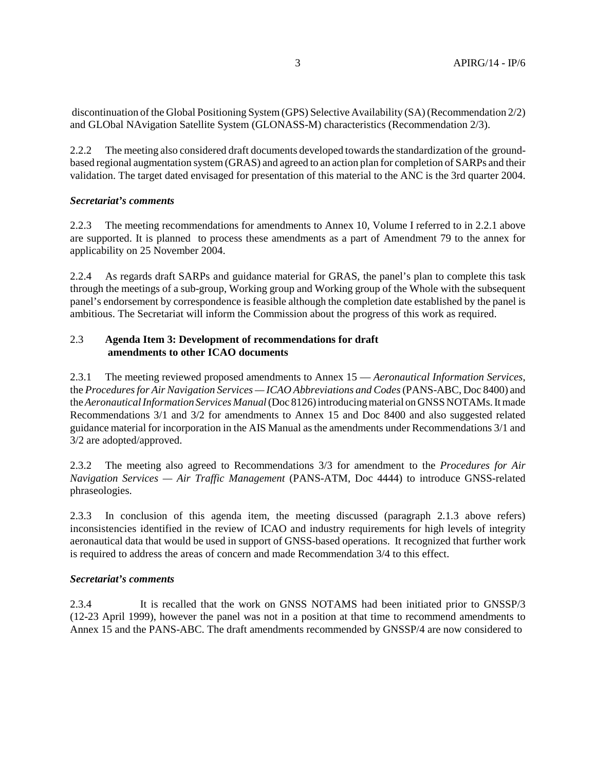discontinuation of the Global Positioning System (GPS) Selective Availability (SA) (Recommendation 2/2) and GLObal NAvigation Satellite System (GLONASS-M) characteristics (Recommendation 2/3).

2.2.2 The meeting also considered draft documents developed towards the standardization of the ground-based regional augmentation system (GRAS) and agreed to an action plan for completion of SARPs and their validation. The target dated envisaged for presentation of this material to the ANC is the 3rd quarter 2004.

***Secretariat's comments***

2.2.3 The meeting recommendations for amendments to Annex 10, Volume I referred to in 2.2.1 above are supported. It is planned to process these amendments as a part of Amendment 79 to the annex for applicability on 25 November 2004.

2.2.4 As regards draft SARPs and guidance material for GRAS, the panel's plan to complete this task through the meetings of a sub-group, Working group and Working group of the Whole with the subsequent panel's endorsement by correspondence is feasible although the completion date established by the panel is ambitious. The Secretariat will inform the Commission about the progress of this work as required.

### 2.3 Agenda Item 3: Development of recommendations for draft amendments to other ICAO documents

2.3.1 The meeting reviewed proposed amendments to Annex 15 — *Aeronautical Information Services*, the *Procedures for Air Navigation Services — ICAO Abbreviations and Codes* (PANS-ABC, Doc 8400) and the *Aeronautical Information Services Manual* (Doc 8126) introducing material on GNSS NOTAMs. It made Recommendations 3/1 and 3/2 for amendments to Annex 15 and Doc 8400 and also suggested related guidance material for incorporation in the AIS Manual as the amendments under Recommendations 3/1 and 3/2 are adopted/approved.

2.3.2 The meeting also agreed to Recommendations 3/3 for amendment to the *Procedures for Air Navigation Services — Air Traffic Management* (PANS-ATM, Doc 4444) to introduce GNSS-related phraseologies.

2.3.3 In conclusion of this agenda item, the meeting discussed (paragraph 2.1.3 above refers) inconsistencies identified in the review of ICAO and industry requirements for high levels of integrity aeronautical data that would be used in support of GNSS-based operations. It recognized that further work is required to address the areas of concern and made Recommendation 3/4 to this effect.

***Secretariat's comments***

2.3.4 It is recalled that the work on GNSS NOTAMS had been initiated prior to GNSSP/3 (12-23 April 1999), however the panel was not in a position at that time to recommend amendments to Annex 15 and the PANS-ABC. The draft amendments recommended by GNSSP/4 are now considered to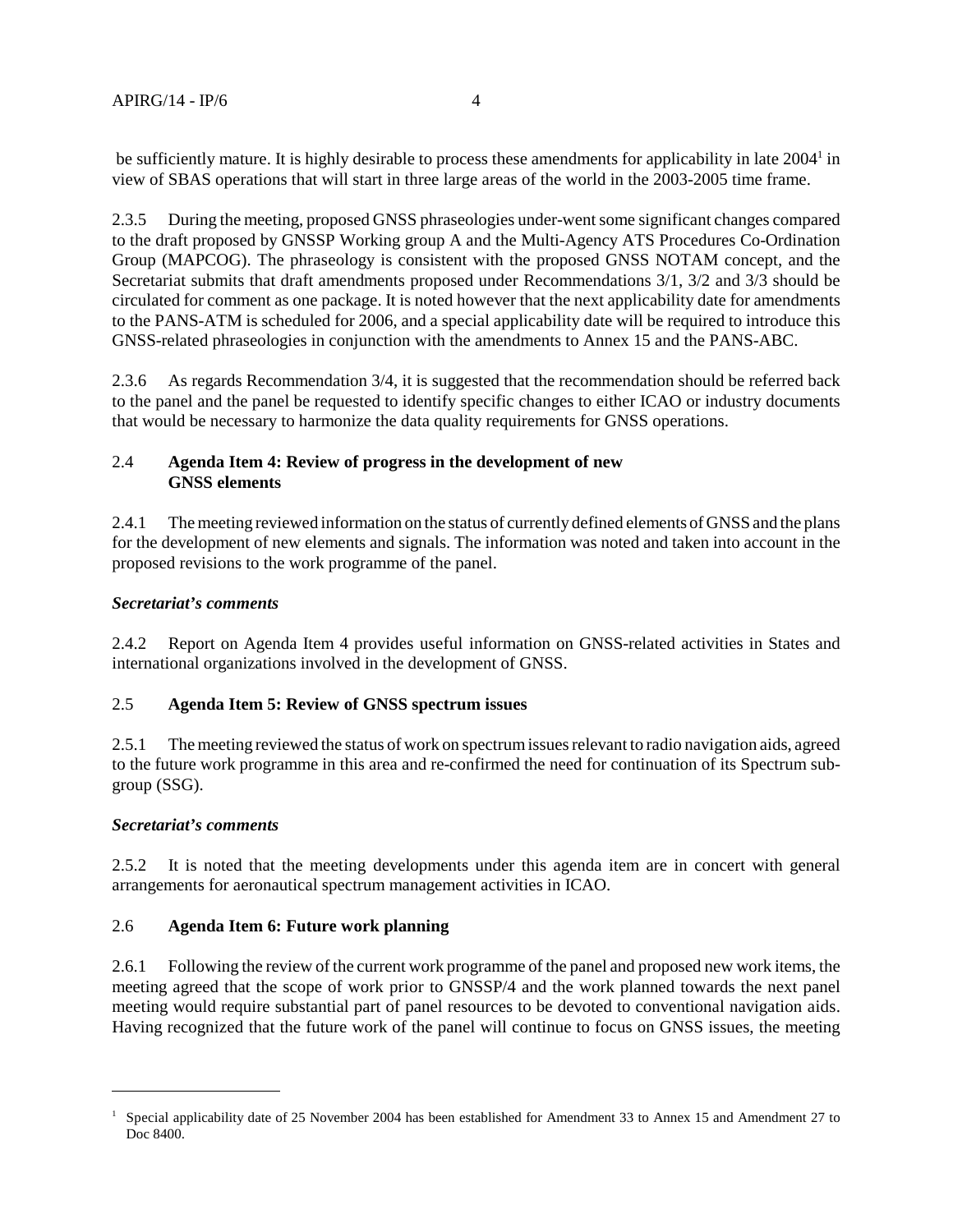be sufficiently mature. It is highly desirable to process these amendments for applicability in late 2004[1] in view of SBAS operations that will start in three large areas of the world in the 2003-2005 time frame.

2.3.5 During the meeting, proposed GNSS phraseologies under-went some significant changes compared to the draft proposed by GNSSP Working group A and the Multi-Agency ATS Procedures Co-Ordination Group (MAPCOG). The phraseology is consistent with the proposed GNSS NOTAM concept, and the Secretariat submits that draft amendments proposed under Recommendations 3/1, 3/2 and 3/3 should be circulated for comment as one package. It is noted however that the next applicability date for amendments to the PANS-ATM is scheduled for 2006, and a special applicability date will be required to introduce this GNSS-related phraseologies in conjunction with the amendments to Annex 15 and the PANS-ABC.

2.3.6 As regards Recommendation 3/4, it is suggested that the recommendation should be referred back to the panel and the panel be requested to identify specific changes to either ICAO or industry documents that would be necessary to harmonize the data quality requirements for GNSS operations.

## 2.4 Agenda Item 4: Review of progress in the development of new GNSS elements

2.4.1 The meeting reviewed information on the status of currently defined elements of GNSS and the plans for the development of new elements and signals. The information was noted and taken into account in the proposed revisions to the work programme of the panel.

***Secretariat's comments***

2.4.2 Report on Agenda Item 4 provides useful information on GNSS-related activities in States and international organizations involved in the development of GNSS.

## 2.5 Agenda Item 5: Review of GNSS spectrum issues

2.5.1 The meeting reviewed the status of work on spectrum issues relevant to radio navigation aids, agreed to the future work programme in this area and re-confirmed the need for continuation of its Spectrum sub-group (SSG).

***Secretariat's comments***

2.5.2 It is noted that the meeting developments under this agenda item are in concert with general arrangements for aeronautical spectrum management activities in ICAO.

## 2.6 Agenda Item 6: Future work planning

2.6.1 Following the review of the current work programme of the panel and proposed new work items, the meeting agreed that the scope of work prior to GNSSP/4 and the work planned towards the next panel meeting would require substantial part of panel resources to be devoted to conventional navigation aids. Having recognized that the future work of the panel will continue to focus on GNSS issues, the meeting

---

[1] Special applicability date of 25 November 2004 has been established for Amendment 33 to Annex 15 and Amendment 27 to Doc 8400.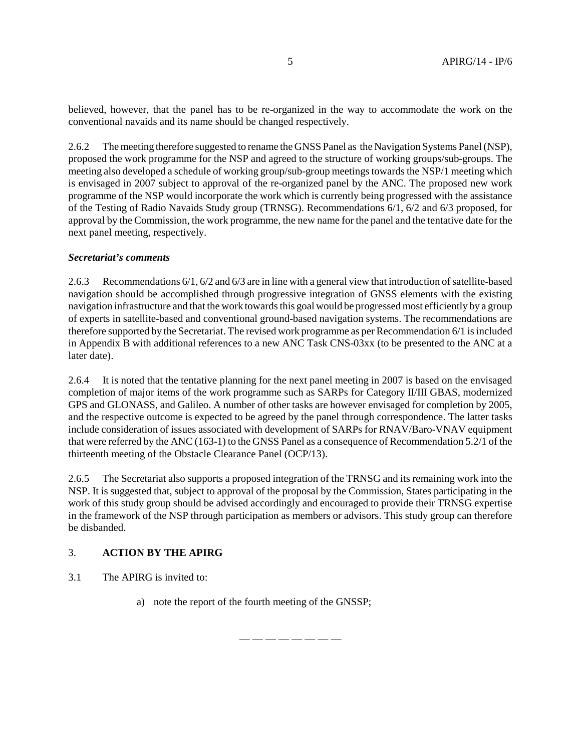believed, however, that the panel has to be re-organized in the way to accommodate the work on the conventional navaids and its name should be changed respectively.

2.6.2 The meeting therefore suggested to rename the GNSS Panel as the Navigation Systems Panel (NSP), proposed the work programme for the NSP and agreed to the structure of working groups/sub-groups. The meeting also developed a schedule of working group/sub-group meetings towards the NSP/1 meeting which is envisaged in 2007 subject to approval of the re-organized panel by the ANC. The proposed new work programme of the NSP would incorporate the work which is currently being progressed with the assistance of the Testing of Radio Navaids Study group (TRNSG). Recommendations 6/1, 6/2 and 6/3 proposed, for approval by the Commission, the work programme, the new name for the panel and the tentative date for the next panel meeting, respectively.

***Secretariat's comments***

2.6.3 Recommendations 6/1, 6/2 and 6/3 are in line with a general view that introduction of satellite-based navigation should be accomplished through progressive integration of GNSS elements with the existing navigation infrastructure and that the work towards this goal would be progressed most efficiently by a group of experts in satellite-based and conventional ground-based navigation systems. The recommendations are therefore supported by the Secretariat. The revised work programme as per Recommendation 6/1 is included in Appendix B with additional references to a new ANC Task CNS-03xx (to be presented to the ANC at a later date).

2.6.4 It is noted that the tentative planning for the next panel meeting in 2007 is based on the envisaged completion of major items of the work programme such as SARPs for Category II/III GBAS, modernized GPS and GLONASS, and Galileo. A number of other tasks are however envisaged for completion by 2005, and the respective outcome is expected to be agreed by the panel through correspondence. The latter tasks include consideration of issues associated with development of SARPs for RNAV/Baro-VNAV equipment that were referred by the ANC (163-1) to the GNSS Panel as a consequence of Recommendation 5.2/1 of the thirteenth meeting of the Obstacle Clearance Panel (OCP/13).

2.6.5 The Secretariat also supports a proposed integration of the TRNSG and its remaining work into the NSP. It is suggested that, subject to approval of the proposal by the Commission, States participating in the work of this study group should be advised accordingly and encouraged to provide their TRNSG expertise in the framework of the NSP through participation as members or advisors. This study group can therefore be disbanded.

## 3. ACTION BY THE APIRG

3.1 The APIRG is invited to:

a) note the report of the fourth meeting of the GNSSP;

— — — — — — — —